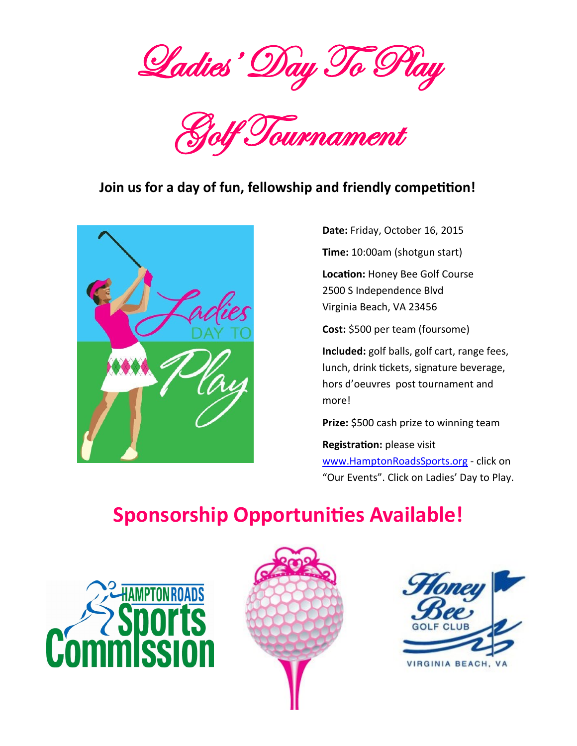# Ladies' Day To Play

# Golf Tournament

**Join us for a day of fun, fellowship and friendly competition!**

**Date:** Friday, October 16, 2015

**Time:** 10:00am (shotgun start)

**Location:** Honey Bee Golf Course
2500 S Independence Blvd
Virginia Beach, VA 23456

**Cost:** $500 per team (foursome)

**Included:** golf balls, golf cart, range fees, lunch, drink tickets, signature beverage, hors d'oeuvres post tournament and more!

**Prize:** $500 cash prize to winning team

**Registration:** please visit www.HamptonRoadsSports.org - click on "Our Events". Click on Ladies' Day to Play.

## Sponsorship Opportunities Available!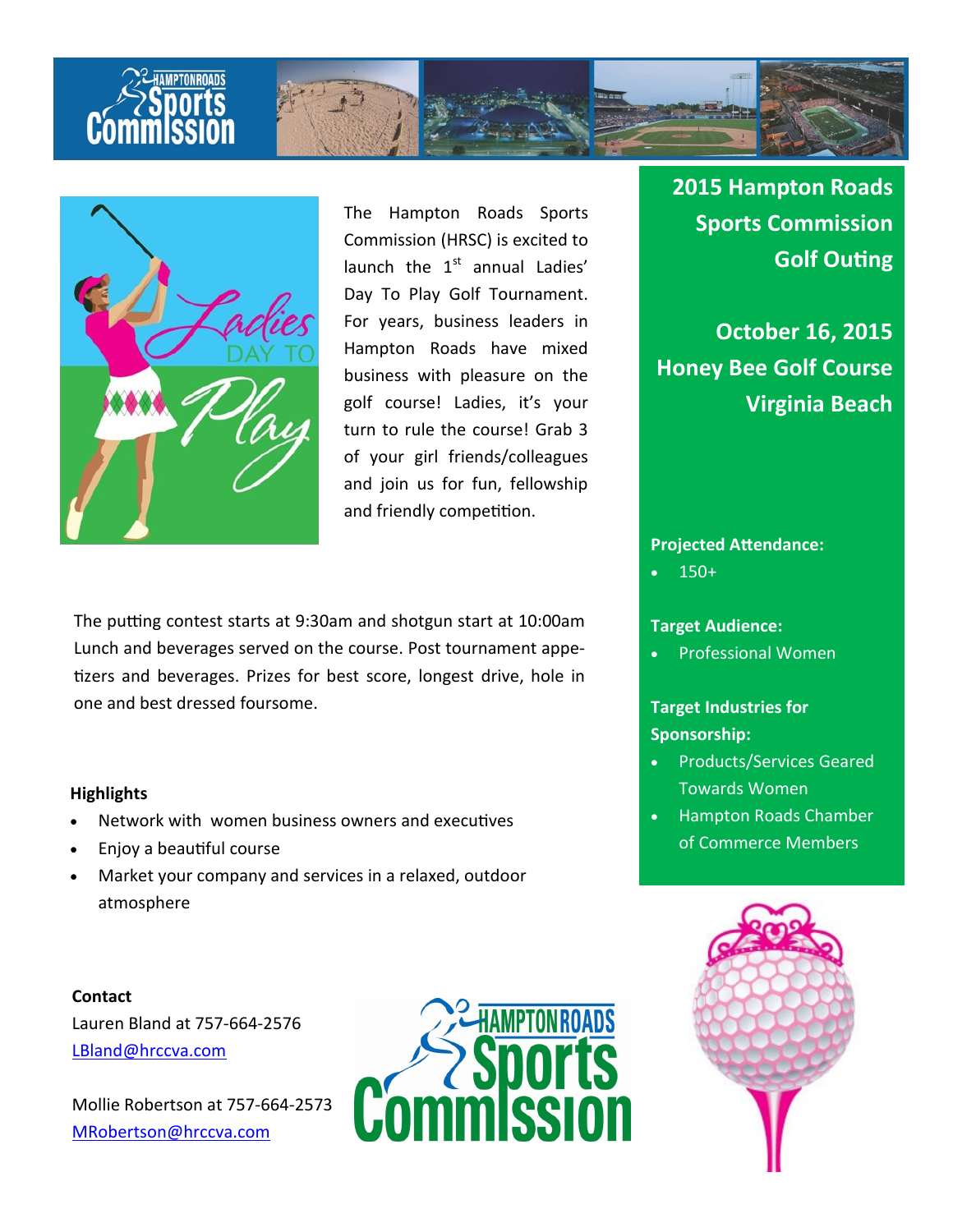## 2015 Hampton Roads Sports Commission Golf Outing

**October 16, 2015**
**Honey Bee Golf Course**
**Virginia Beach**

The Hampton Roads Sports Commission (HRSC) is excited to launch the 1st annual Ladies' Day To Play Golf Tournament. For years, business leaders in Hampton Roads have mixed business with pleasure on the golf course! Ladies, it's your turn to rule the course! Grab 3 of your girl friends/colleagues and join us for fun, fellowship and friendly competition.

The putting contest starts at 9:30am and shotgun start at 10:00am Lunch and beverages served on the course. Post tournament appetizers and beverages. Prizes for best score, longest drive, hole in one and best dressed foursome.

**Projected Attendance:**

- 150+

**Target Audience:**

- Professional Women

**Target Industries for Sponsorship:**

- Products/Services Geared Towards Women
- Hampton Roads Chamber of Commerce Members

**Highlights**

- Network with women business owners and executives
- Enjoy a beautiful course
- Market your company and services in a relaxed, outdoor atmosphere

**Contact**

Lauren Bland at 757-664-2576
LBland@hrccva.com

Mollie Robertson at 757-664-2573
MRobertson@hrccva.com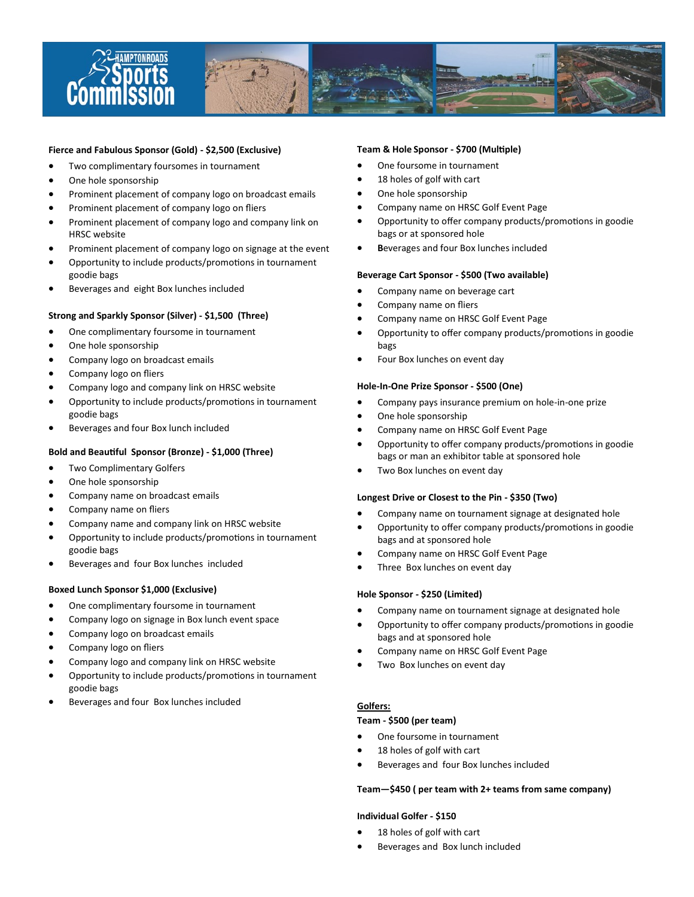**Fierce and Fabulous Sponsor (Gold) - $2,500 (Exclusive)**

- Two complimentary foursomes in tournament
- One hole sponsorship
- Prominent placement of company logo on broadcast emails
- Prominent placement of company logo on fliers
- Prominent placement of company logo and company link on HRSC website
- Prominent placement of company logo on signage at the event
- Opportunity to include products/promotions in tournament goodie bags
- Beverages and eight Box lunches included

**Strong and Sparkly Sponsor (Silver) - $1,500 (Three)**

- One complimentary foursome in tournament
- One hole sponsorship
- Company logo on broadcast emails
- Company logo on fliers
- Company logo and company link on HRSC website
- Opportunity to include products/promotions in tournament goodie bags
- Beverages and four Box lunch included

**Bold and Beautiful Sponsor (Bronze) - $1,000 (Three)**

- Two Complimentary Golfers
- One hole sponsorship
- Company name on broadcast emails
- Company name on fliers
- Company name and company link on HRSC website
- Opportunity to include products/promotions in tournament goodie bags
- Beverages and four Box lunches included

**Boxed Lunch Sponsor $1,000 (Exclusive)**

- One complimentary foursome in tournament
- Company logo on signage in Box lunch event space
- Company logo on broadcast emails
- Company logo on fliers
- Company logo and company link on HRSC website
- Opportunity to include products/promotions in tournament goodie bags
- Beverages and four Box lunches included

**Team & Hole Sponsor - $700 (Multiple)**

- One foursome in tournament
- 18 holes of golf with cart
- One hole sponsorship
- Company name on HRSC Golf Event Page
- Opportunity to offer company products/promotions in goodie bags or at sponsored hole
- Beverages and four Box lunches included

**Beverage Cart Sponsor - $500 (Two available)**

- Company name on beverage cart
- Company name on fliers
- Company name on HRSC Golf Event Page
- Opportunity to offer company products/promotions in goodie bags
- Four Box lunches on event day

**Hole-In-One Prize Sponsor - $500 (One)**

- Company pays insurance premium on hole-in-one prize
- One hole sponsorship
- Company name on HRSC Golf Event Page
- Opportunity to offer company products/promotions in goodie bags or man an exhibitor table at sponsored hole
- Two Box lunches on event day

**Longest Drive or Closest to the Pin - $350 (Two)**

- Company name on tournament signage at designated hole
- Opportunity to offer company products/promotions in goodie bags and at sponsored hole
- Company name on HRSC Golf Event Page
- Three Box lunches on event day

**Hole Sponsor - $250 (Limited)**

- Company name on tournament signage at designated hole
- Opportunity to offer company products/promotions in goodie bags and at sponsored hole
- Company name on HRSC Golf Event Page
- Two Box lunches on event day

**Golfers:**

**Team - $500 (per team)**

- One foursome in tournament
- 18 holes of golf with cart
- Beverages and four Box lunches included

**Team—$450 ( per team with 2+ teams from same company)**

**Individual Golfer - $150**

- 18 holes of golf with cart
- Beverages and Box lunch included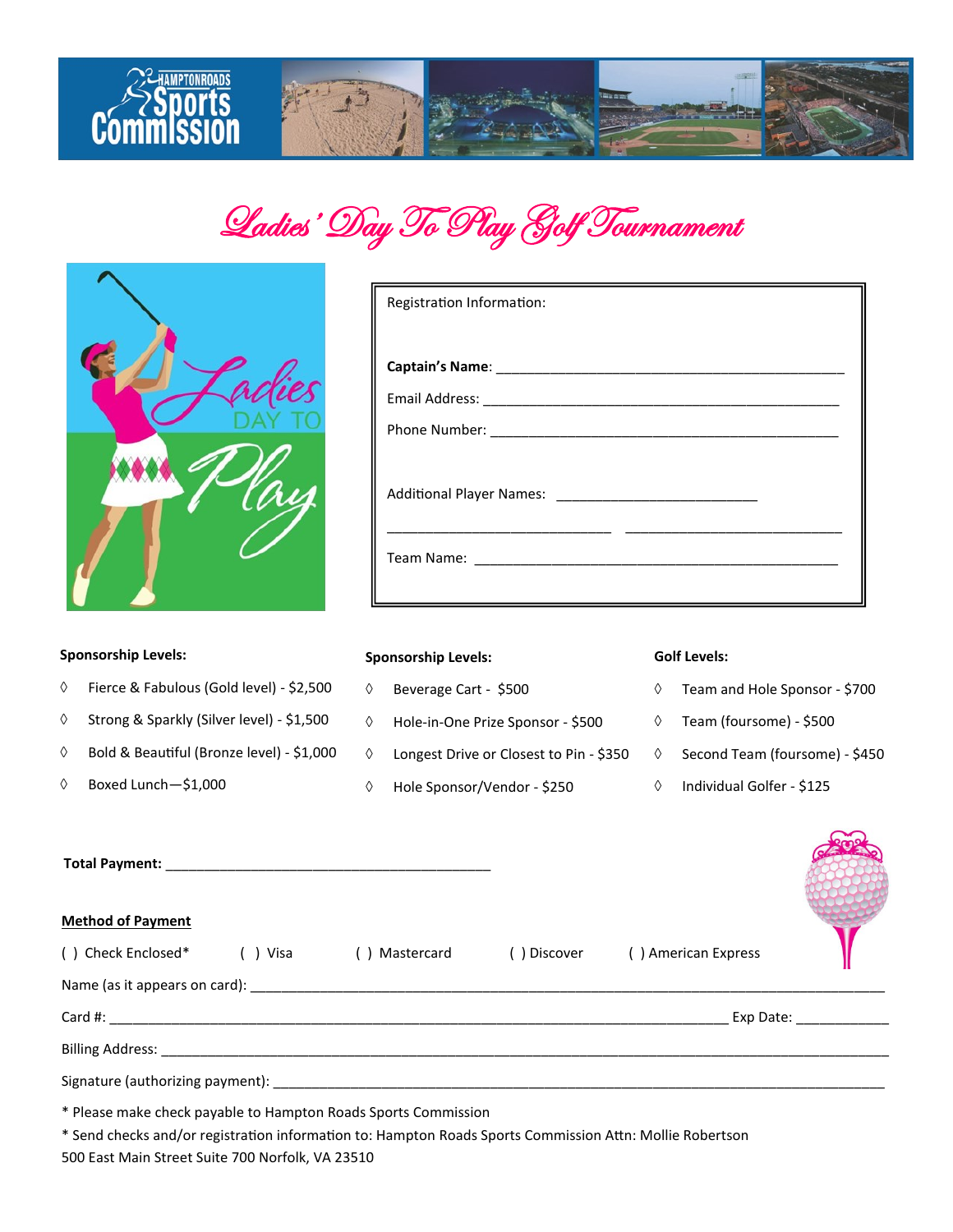# Ladies' Day To Play Golf Tournament

Registration Information:

**Captain's Name**: ______________________________________________

Email Address: ______________________________________________

Phone Number: ______________________________________________

Additional Player Names: __________________________

______________________________ ______________________________

Team Name: ______________________________________________

**Sponsorship Levels:**

- ◊ Fierce & Fabulous (Gold level) - $2,500
- ◊ Strong & Sparkly (Silver level) - $1,500
- ◊ Bold & Beautiful (Bronze level) - $1,000
- ◊ Boxed Lunch—$1,000

**Sponsorship Levels:**

- ◊ Beverage Cart - $500
- ◊ Hole-in-One Prize Sponsor - $500
- ◊ Longest Drive or Closest to Pin - $350
- ◊ Hole Sponsor/Vendor - $250

**Golf Levels:**

- ◊ Team and Hole Sponsor - $700
- ◊ Team (foursome) - $500
- ◊ Second Team (foursome) - $450
- ◊ Individual Golfer - $125

**Total Payment:** ____________________________________________

**Method of Payment**

( ) Check Enclosed* ( ) Visa ( ) Mastercard ( ) Discover ( ) American Express

Name (as it appears on card): ______________________________________________

Card #: ______________________________________________ Exp Date: ____________

Billing Address: ______________________________________________

Signature (authorizing payment): ______________________________________________

* Please make check payable to Hampton Roads Sports Commission
* Send checks and/or registration information to: Hampton Roads Sports Commission Attn: Mollie Robertson 500 East Main Street Suite 700 Norfolk, VA 23510